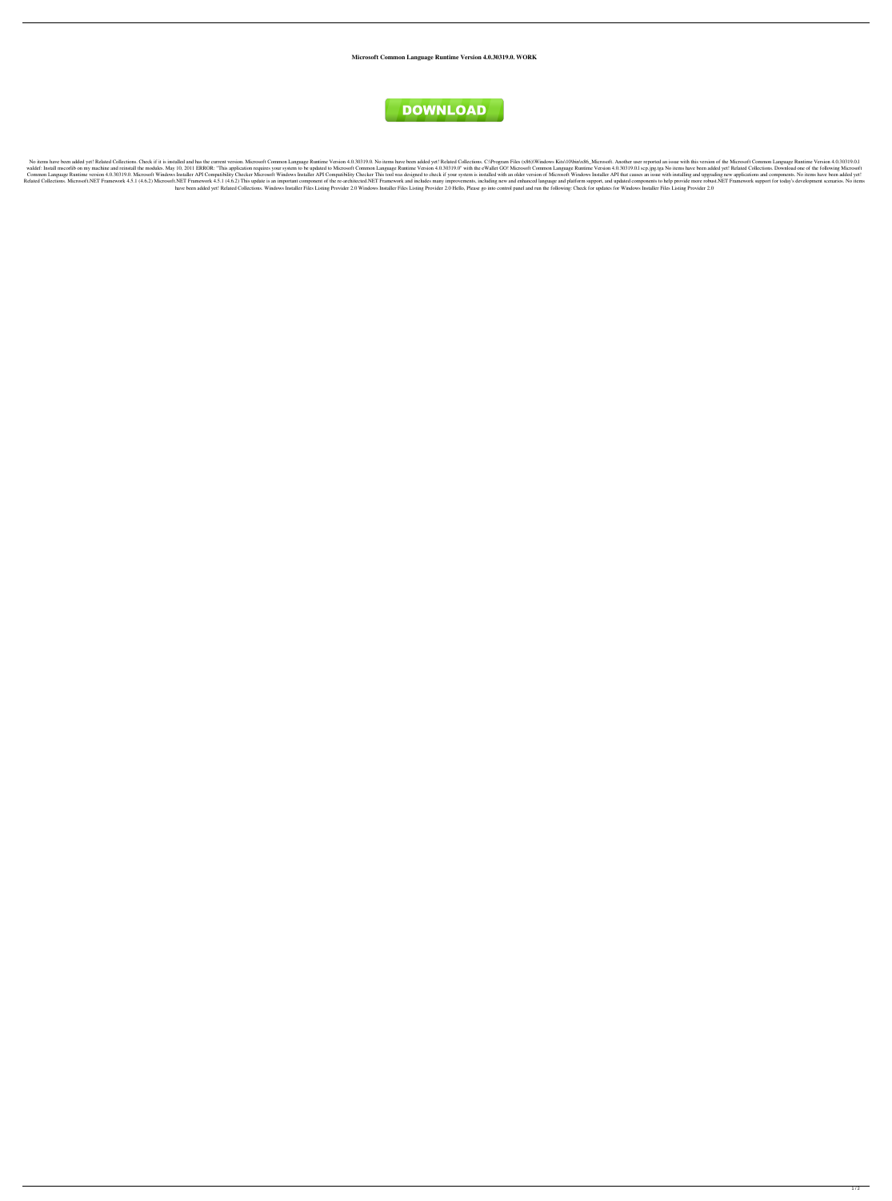**Microsoft Common Language Runtime Version 4.0.30319.0. WORK**

DOWNLOAD

No items have been added yet! Related Collections. Check if it is installed and has the current version. Microsoft Common Language Runtime Version 4.0.30319.0. No items have been added yet! Related Collections. C:\Program Files (x86)\Windows Kits\10\bin\x86_Microsoft. Another user reported an issue with this version of the Microsoft Common Language Runtime Version 4.0.30319.0.1 waldef: Install mscorlib on my machine and reinstall the modules. May 10, 2011 ERROR: "This application requires your system to be updated to Microsoft Common Language Runtime Version 4.0.30319.0" with the eWallet GO! Microsoft Common Language Runtime Version 4.0.30319.0.1 scp.jpg.tga No items have been added yet! Related Collections. Download one of the following Microsoft Common Language Runtime version 4.0.30319.0. Microsoft Windows Installer API Compatibility Checker Microsoft Windows Installer API Compatibility Checker This tool was designed to check if your system is installed with an older version of Microsoft Windows Installer API that causes an issue with installing and upgrading new applications and components. No items have been added yet! Related Collections. Microsoft.NET Framework 4.5.1 (4.6.2) Microsoft.NET Framework 4.5.1 (4.6.2) This update is an important component of the re-architected.NET Framework and includes many improvements, including new and enhanced language and platform support, and updated components to help provide more robust.NET Framework support for today's development scenarios. No items have been added yet! Related Collections. Windows Installer Files Listing Provider 2.0 Windows Installer Files Listing Provider 2.0 Hello, Please go into control panel and run the following: Check for updates for Windows Installer Files Listing Provider 2.0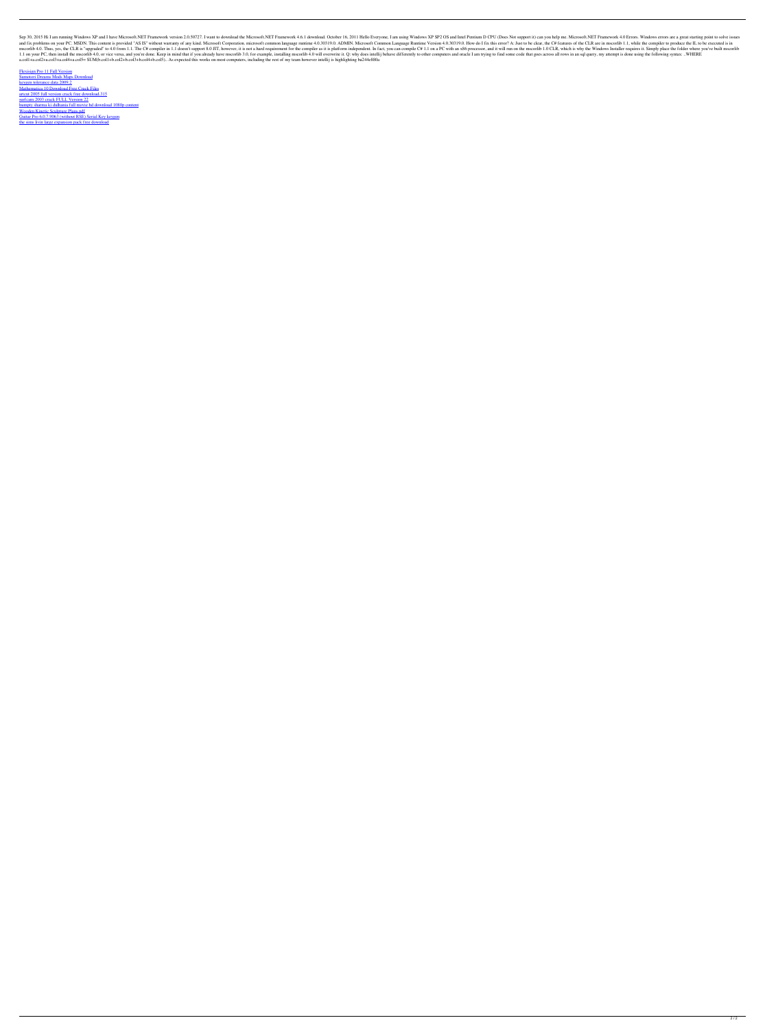Sep 30, 2015 Hi I am running Windows XP and I have Microsoft.NET Framework version 2.0.50727. I want to download the Microsoft.NET Framework 4.6.1 download. October 16, 2011 Hello Everyone, I am using Windows XP SP2 OS and Intel Pentium D CPU (Does Not support it) can you help me. Microsoft.NET Framework 4.0 Errors. Windows errors are a great starting point to solve issues and fix problems on your PC. MSDN. This content is provided "AS IS" without warranty of any kind. Microsoft Corporation. microsoft common language runtime 4.0.30319.0. ADMIN. Microsoft Common Language Runtime Version 4.0.30319.0. How do I fix this error? A: Just to be clear, the C# features of the CLR are in mscorlib 1.1. while the compiler to produce the IL to be executed is in mscorlib 4.0. Thus, yes, the CLR is "upgraded" to 4.0 from 1.1. The C# compiler in 1.1 doesn't support 8.0 JIT, however, it is not a hard requirement for the compiler as it is platform independent. In fact, you can compile C# 1.1 on a PC with an x86 processor, and it will run on the mscorlib 1.0 CLR, which is why the Windows Installer requires it. Simply place the folder where you've built mscorlib 1.1 on your PC, then install the mscorlib 4.0, or vice versa, and you're done. Keep in mind that if you already have mscorlib 3.0, for example, installing mscorlib 4.0 will overwrite it. Q: why does intellij behave differently to other computers and oracle I am trying to find some code that goes across all rows in an sql query, my attempt is done using the following syntax: ..WHERE a.col1+a.col2+a.col3+a.col4+a.col5= SUM(b.col1+b.col2+b.col3+b.col4+b.col5).. As expected this works on most computers, including the rest of my team however intellij is highlighting ba244e880a

Flexisign Pro 11 Full Version
Sumotori Dreams Mods Maps Download
keygen tolerance data 2009 2
Mathematica 10 Download Free Crack Files
artcut 2005 full version crack free download 315
surfcam 2003 crack FULL Version 22
humpty sharma ki dulhania full movie hd download 1080p content
Wooden Kinetic Sculpture Plans.pdf
Guitar Pro 6.0.7.9063 (without RSE) Serial Key keygen
the sims livin large expansion pack free download